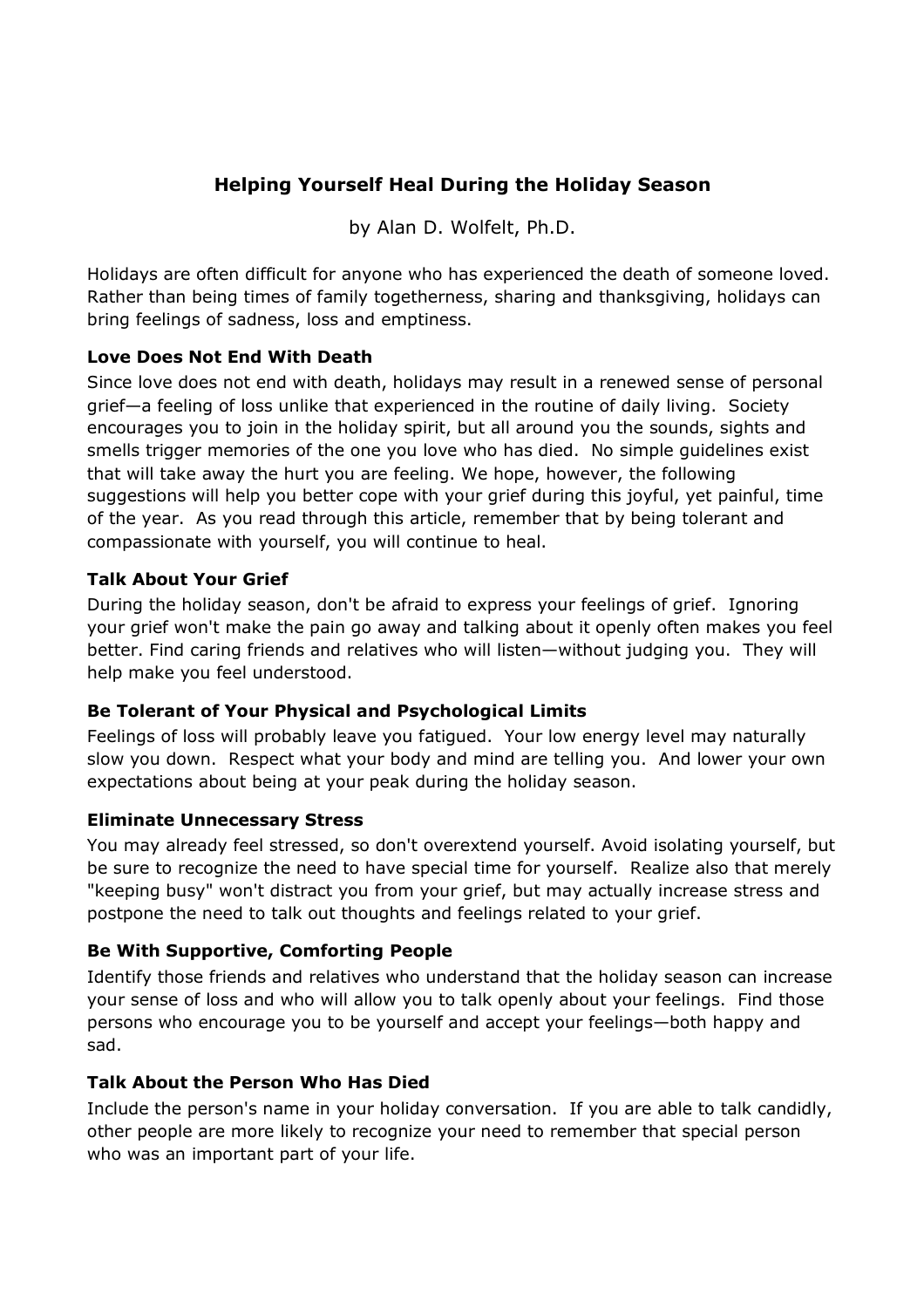# Helping Yourself Heal During the Holiday Season

by Alan D. Wolfelt, Ph.D.

Holidays are often difficult for anyone who has experienced the death of someone loved. Rather than being times of family togetherness, sharing and thanksgiving, holidays can bring feelings of sadness, loss and emptiness.

### Love Does Not End With Death

Since love does not end with death, holidays may result in a renewed sense of personal grief—a feeling of loss unlike that experienced in the routine of daily living. Society encourages you to join in the holiday spirit, but all around you the sounds, sights and smells trigger memories of the one you love who has died. No simple guidelines exist that will take away the hurt you are feeling. We hope, however, the following suggestions will help you better cope with your grief during this joyful, yet painful, time of the year. As you read through this article, remember that by being tolerant and compassionate with yourself, you will continue to heal.

### Talk About Your Grief

During the holiday season, don't be afraid to express your feelings of grief. Ignoring your grief won't make the pain go away and talking about it openly often makes you feel better. Find caring friends and relatives who will listen—without judging you. They will help make you feel understood.

### Be Tolerant of Your Physical and Psychological Limits

Feelings of loss will probably leave you fatigued. Your low energy level may naturally slow you down. Respect what your body and mind are telling you. And lower your own expectations about being at your peak during the holiday season.

### Eliminate Unnecessary Stress

You may already feel stressed, so don't overextend yourself. Avoid isolating yourself, but be sure to recognize the need to have special time for yourself. Realize also that merely "keeping busy" won't distract you from your grief, but may actually increase stress and postpone the need to talk out thoughts and feelings related to your grief.

### Be With Supportive, Comforting People

Identify those friends and relatives who understand that the holiday season can increase your sense of loss and who will allow you to talk openly about your feelings. Find those persons who encourage you to be yourself and accept your feelings—both happy and sad.

### Talk About the Person Who Has Died

Include the person's name in your holiday conversation. If you are able to talk candidly, other people are more likely to recognize your need to remember that special person who was an important part of your life.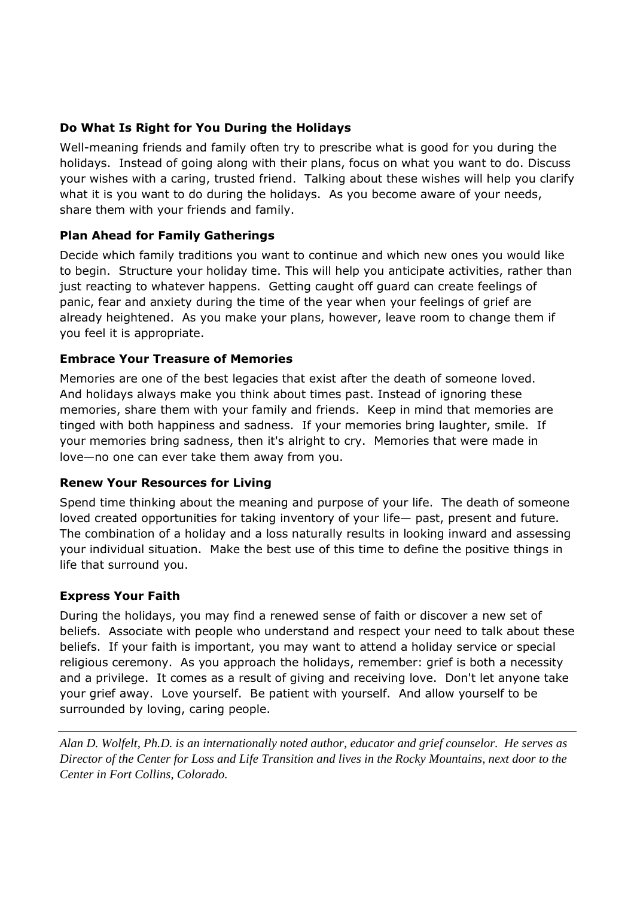**Do What Is Right for You During the Holidays**

Well-meaning friends and family often try to prescribe what is good for you during the holidays. Instead of going along with their plans, focus on what you want to do. Discuss your wishes with a caring, trusted friend. Talking about these wishes will help you clarify what it is you want to do during the holidays. As you become aware of your needs, share them with your friends and family.

**Plan Ahead for Family Gatherings**

Decide which family traditions you want to continue and which new ones you would like to begin. Structure your holiday time. This will help you anticipate activities, rather than just reacting to whatever happens. Getting caught off guard can create feelings of panic, fear and anxiety during the time of the year when your feelings of grief are already heightened. As you make your plans, however, leave room to change them if you feel it is appropriate.

**Embrace Your Treasure of Memories**

Memories are one of the best legacies that exist after the death of someone loved. And holidays always make you think about times past. Instead of ignoring these memories, share them with your family and friends. Keep in mind that memories are tinged with both happiness and sadness. If your memories bring laughter, smile. If your memories bring sadness, then it's alright to cry. Memories that were made in love—no one can ever take them away from you.

**Renew Your Resources for Living**

Spend time thinking about the meaning and purpose of your life. The death of someone loved created opportunities for taking inventory of your life— past, present and future. The combination of a holiday and a loss naturally results in looking inward and assessing your individual situation. Make the best use of this time to define the positive things in life that surround you.

**Express Your Faith**

During the holidays, you may find a renewed sense of faith or discover a new set of beliefs. Associate with people who understand and respect your need to talk about these beliefs. If your faith is important, you may want to attend a holiday service or special religious ceremony. As you approach the holidays, remember: grief is both a necessity and a privilege. It comes as a result of giving and receiving love. Don't let anyone take your grief away. Love yourself. Be patient with yourself. And allow yourself to be surrounded by loving, caring people.

---

*Alan D. Wolfelt, Ph.D. is an internationally noted author, educator and grief counselor. He serves as Director of the Center for Loss and Life Transition and lives in the Rocky Mountains, next door to the Center in Fort Collins, Colorado.*